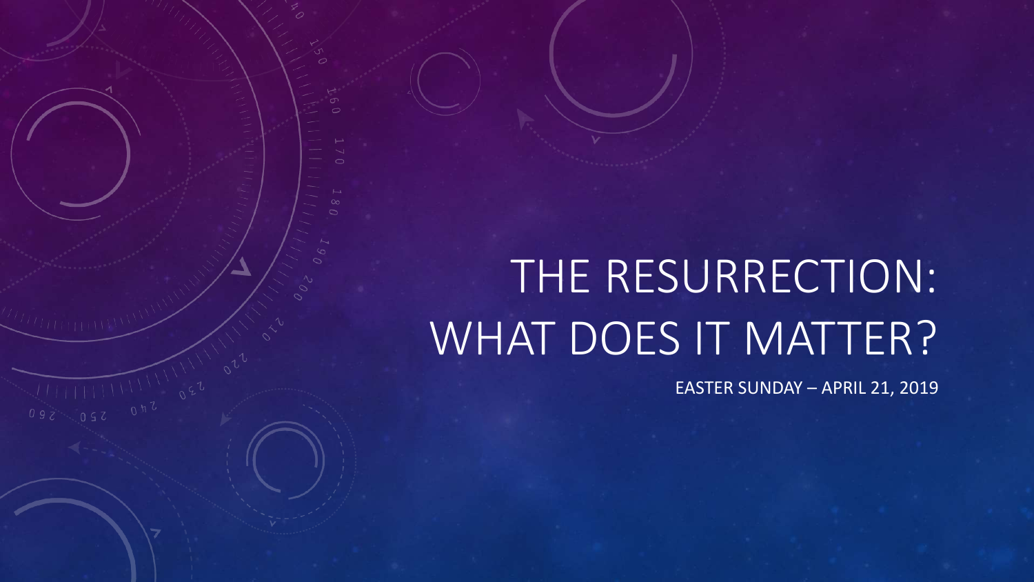# THE RESURRECTION: WHAT DOES IT MATTER?

EASTER SUNDAY – APRIL 21, 2019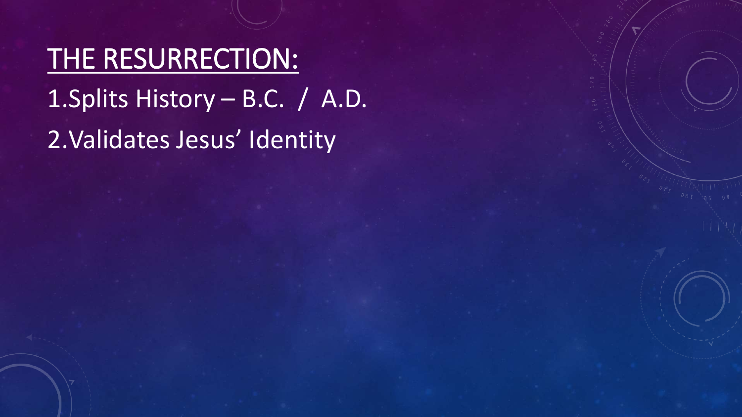# THE RESURRECTION:

1. Splits History – B.C. / A.D.
2. Validates Jesus' Identity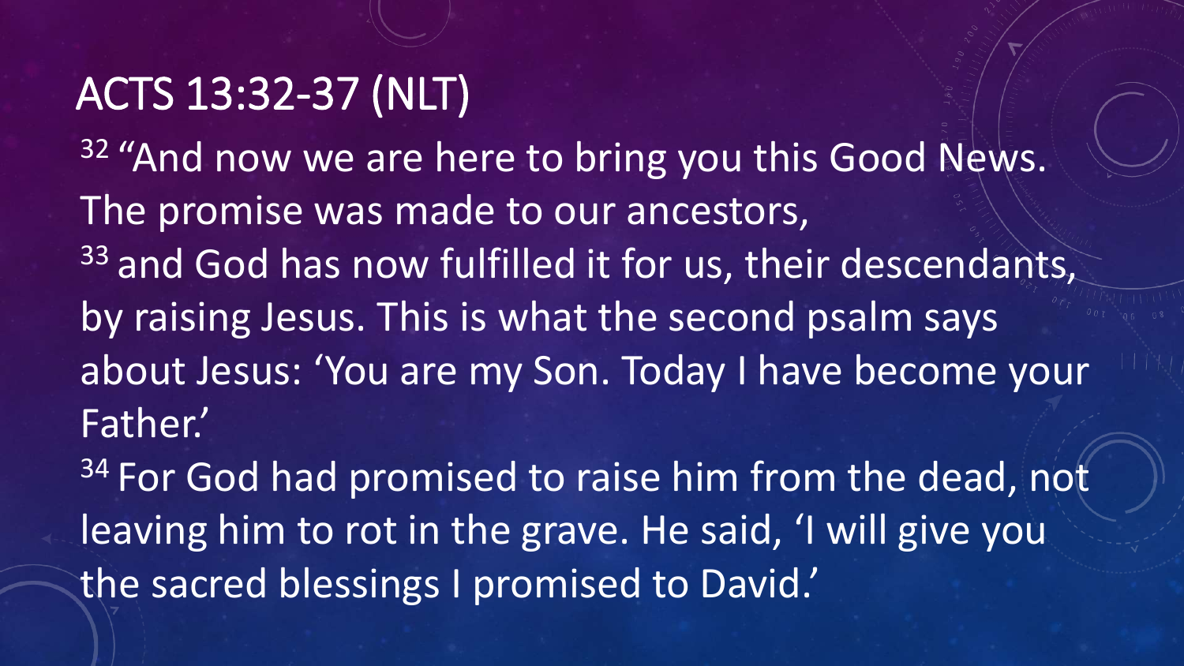# ACTS 13:32-37 (NLT)

[32] "And now we are here to bring you this Good News. The promise was made to our ancestors,

[33] and God has now fulfilled it for us, their descendants, by raising Jesus. This is what the second psalm says about Jesus: 'You are my Son. Today I have become your Father.'

[34] For God had promised to raise him from the dead, not leaving him to rot in the grave. He said, 'I will give you the sacred blessings I promised to David.'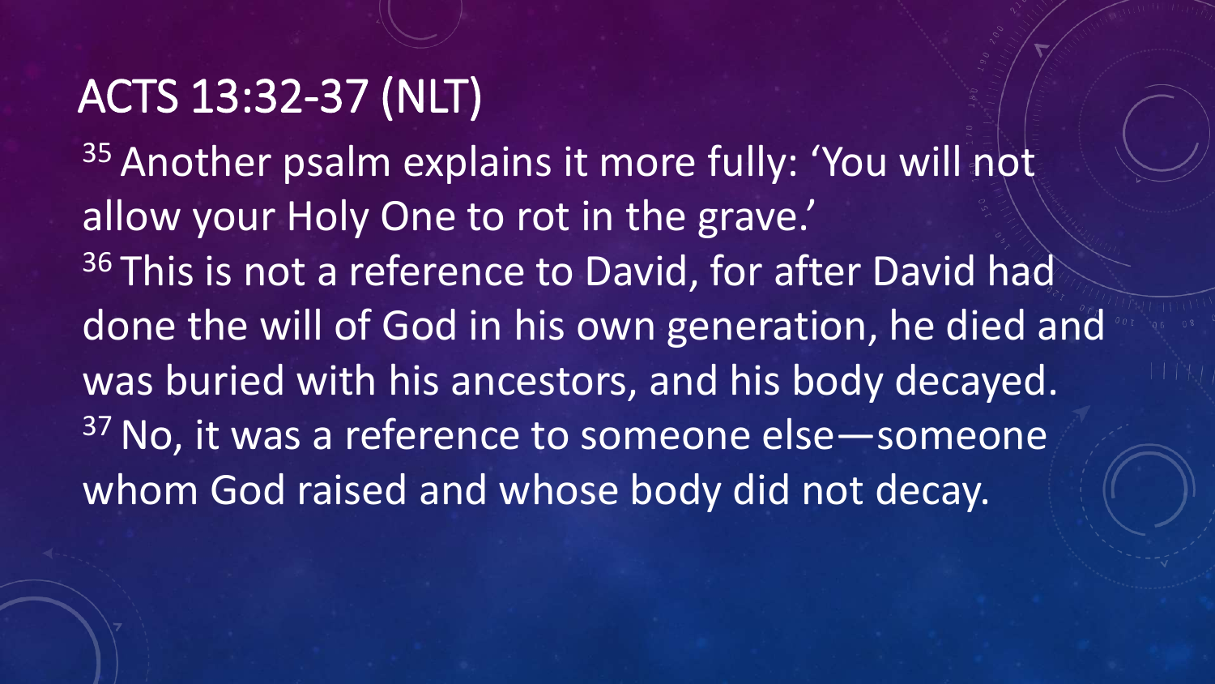# ACTS 13:32-37 (NLT)

[35] Another psalm explains it more fully: 'You will not allow your Holy One to rot in the grave.'
[36] This is not a reference to David, for after David had done the will of God in his own generation, he died and was buried with his ancestors, and his body decayed.
[37] No, it was a reference to someone else—someone whom God raised and whose body did not decay.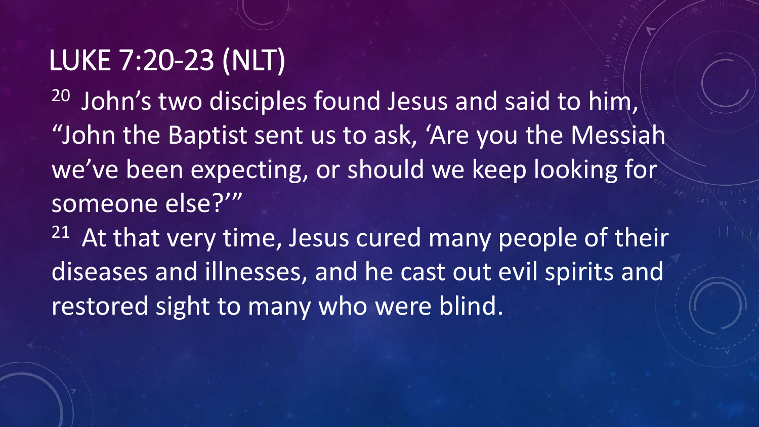# LUKE 7:20-23 (NLT)

[20] John's two disciples found Jesus and said to him, "John the Baptist sent us to ask, 'Are you the Messiah we've been expecting, or should we keep looking for someone else?'"

[21] At that very time, Jesus cured many people of their diseases and illnesses, and he cast out evil spirits and restored sight to many who were blind.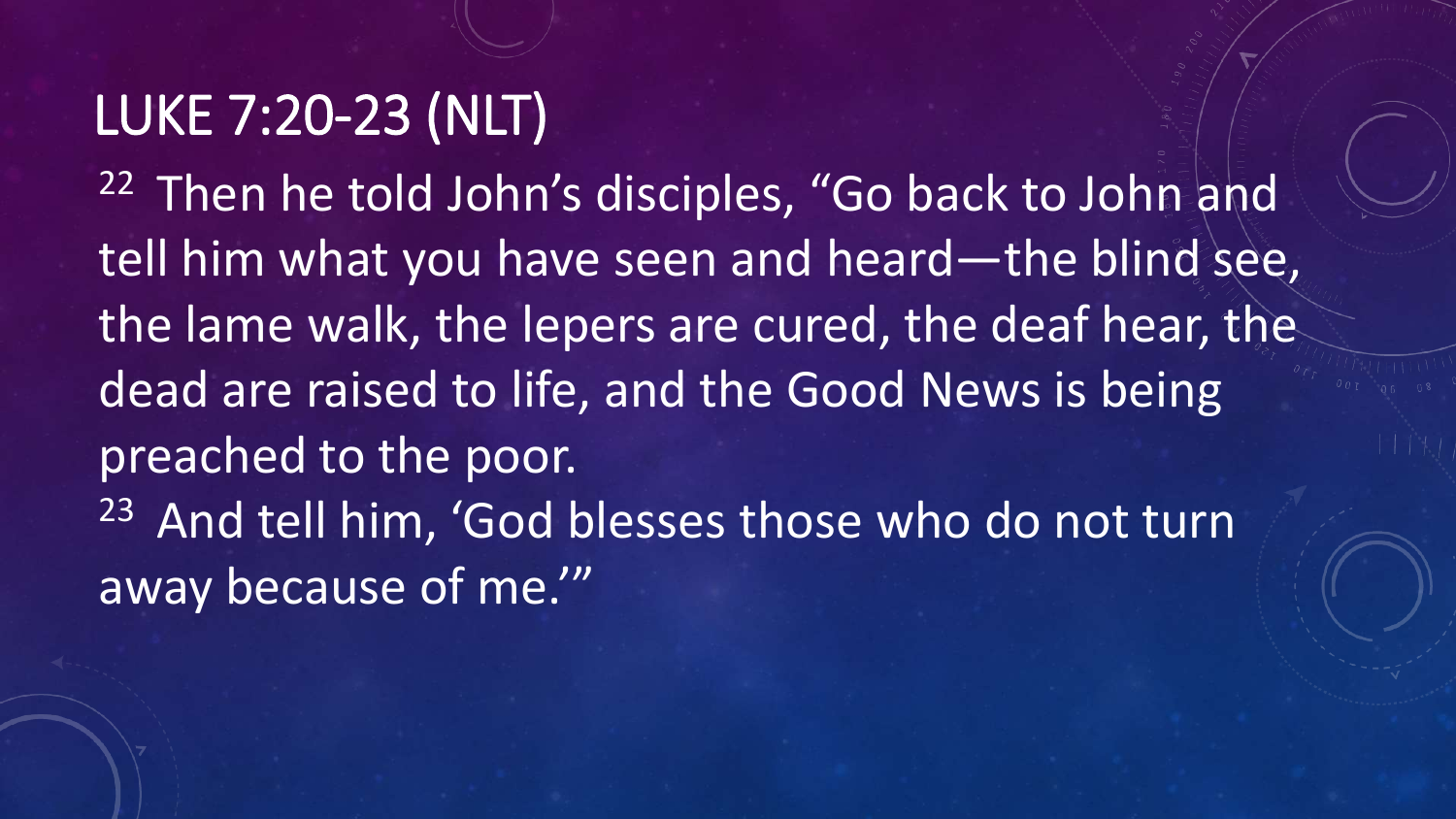# LUKE 7:20-23 (NLT)

[22] Then he told John's disciples, "Go back to John and tell him what you have seen and heard—the blind see, the lame walk, the lepers are cured, the deaf hear, the dead are raised to life, and the Good News is being preached to the poor.

[23] And tell him, 'God blesses those who do not turn away because of me.'"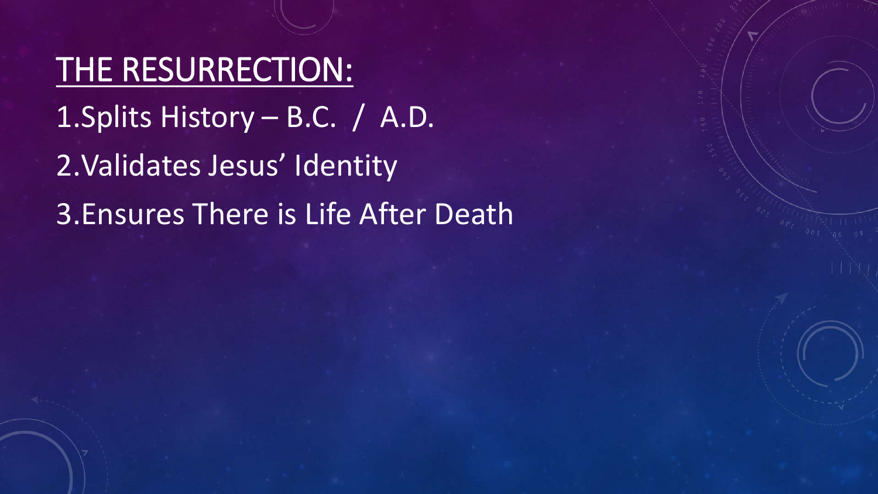# THE RESURRECTION:

1. Splits History – B.C. / A.D.
2. Validates Jesus' Identity
3. Ensures There is Life After Death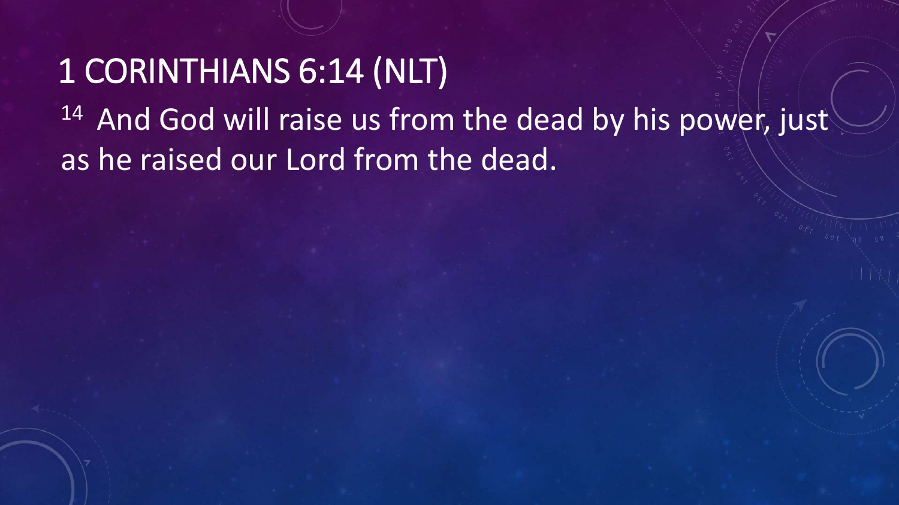# 1 CORINTHIANS 6:14 (NLT)

[14] And God will raise us from the dead by his power, just as he raised our Lord from the dead.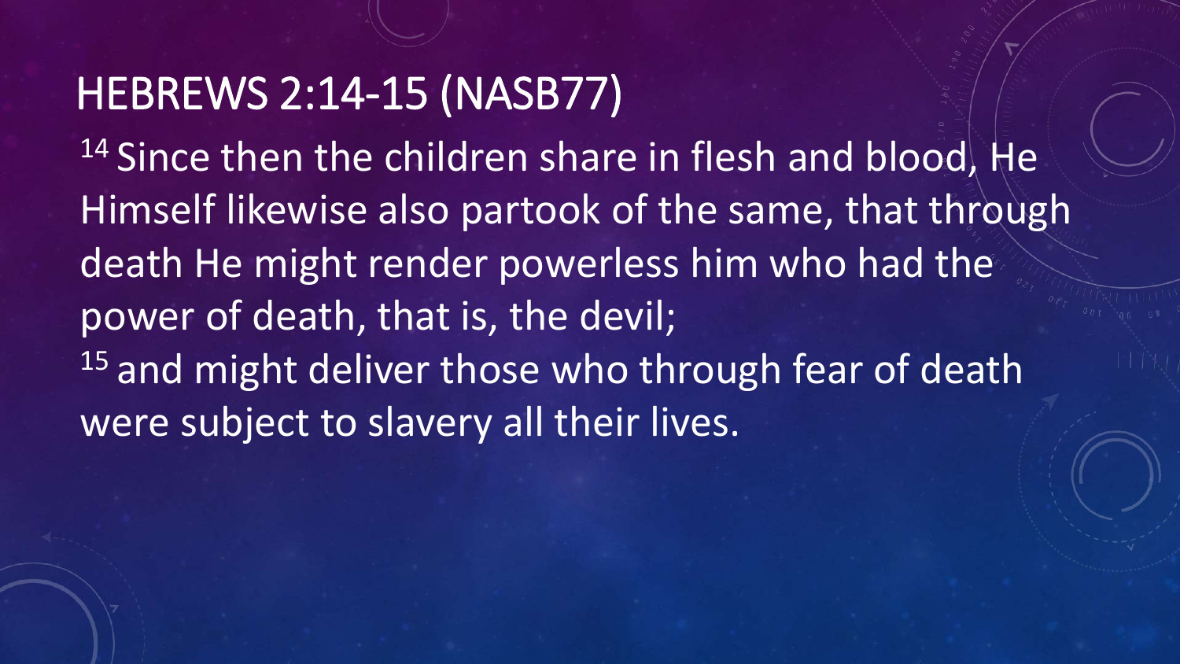# HEBREWS 2:14-15 (NASB77)

[14] Since then the children share in flesh and blood, He Himself likewise also partook of the same, that through death He might render powerless him who had the power of death, that is, the devil;

[15] and might deliver those who through fear of death were subject to slavery all their lives.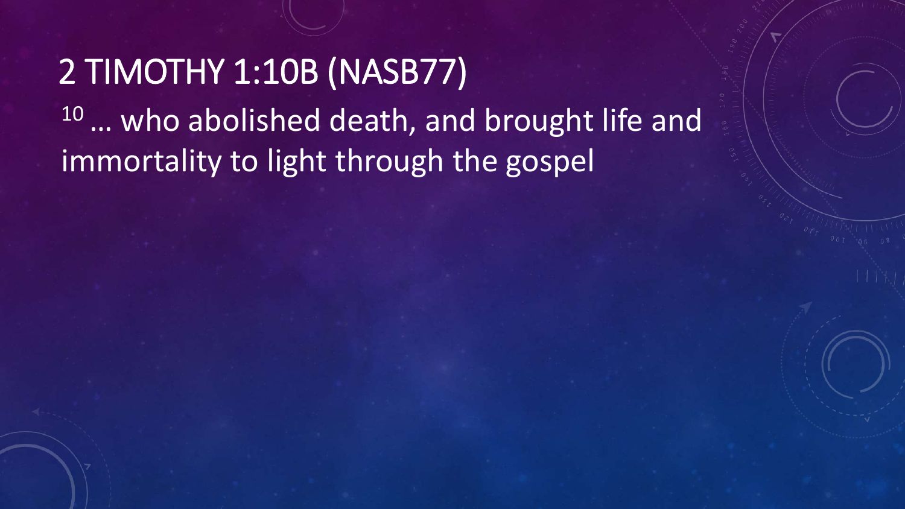# 2 TIMOTHY 1:10B (NASB77)

[10] … who abolished death, and brought life and immortality to light through the gospel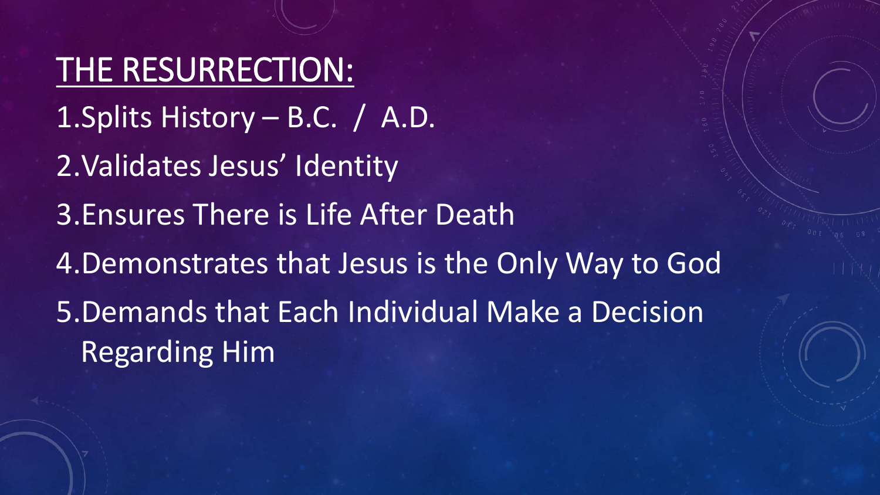# THE RESURRECTION:

1. Splits History – B.C. / A.D.
2. Validates Jesus' Identity
3. Ensures There is Life After Death
4. Demonstrates that Jesus is the Only Way to God
5. Demands that Each Individual Make a Decision Regarding Him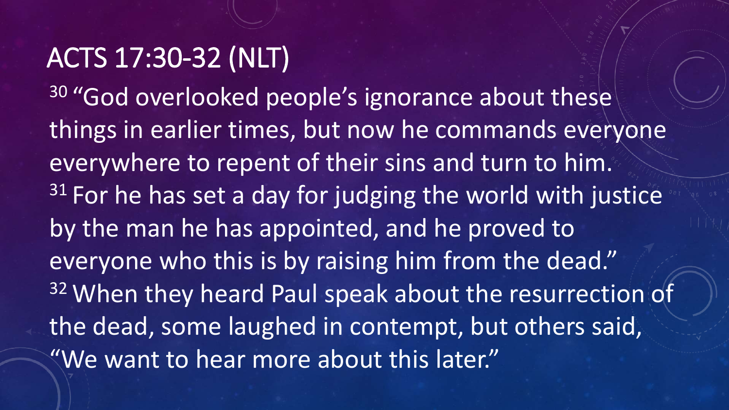# ACTS 17:30-32 (NLT)

[30] "God overlooked people's ignorance about these things in earlier times, but now he commands everyone everywhere to repent of their sins and turn to him. [31] For he has set a day for judging the world with justice by the man he has appointed, and he proved to everyone who this is by raising him from the dead." [32] When they heard Paul speak about the resurrection of the dead, some laughed in contempt, but others said, "We want to hear more about this later."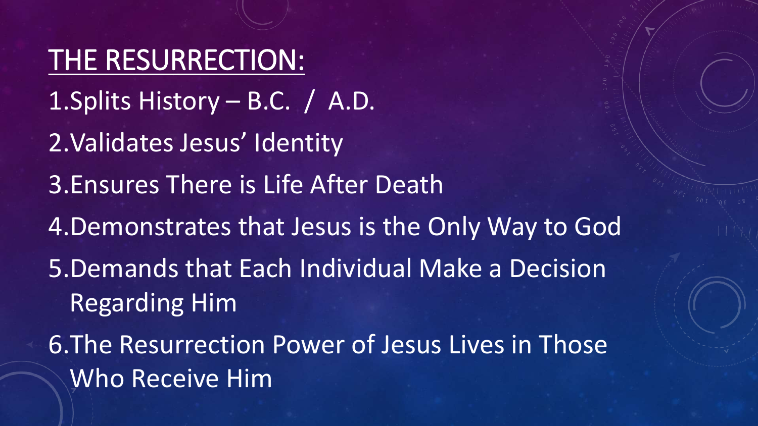# THE RESURRECTION:

1. Splits History – B.C. / A.D.
2. Validates Jesus' Identity
3. Ensures There is Life After Death
4. Demonstrates that Jesus is the Only Way to God
5. Demands that Each Individual Make a Decision Regarding Him
6. The Resurrection Power of Jesus Lives in Those Who Receive Him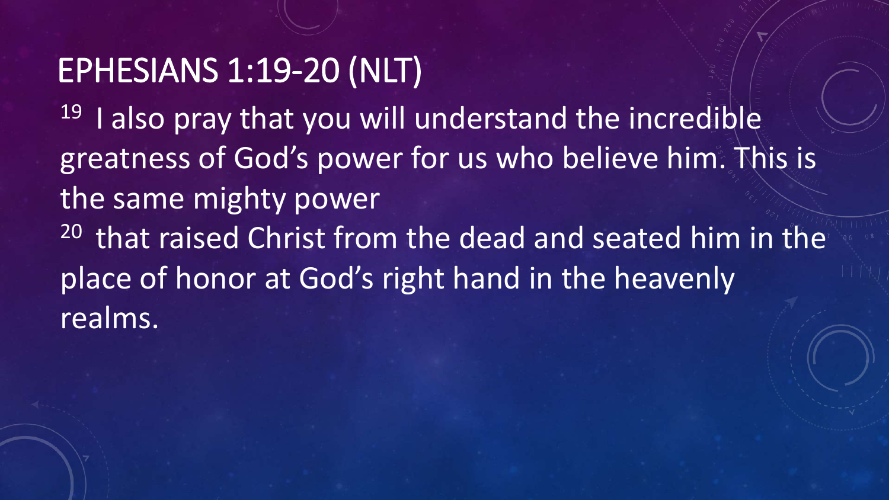# EPHESIANS 1:19-20 (NLT)

[19] I also pray that you will understand the incredible greatness of God’s power for us who believe him. This is the same mighty power

[20] that raised Christ from the dead and seated him in the place of honor at God’s right hand in the heavenly realms.